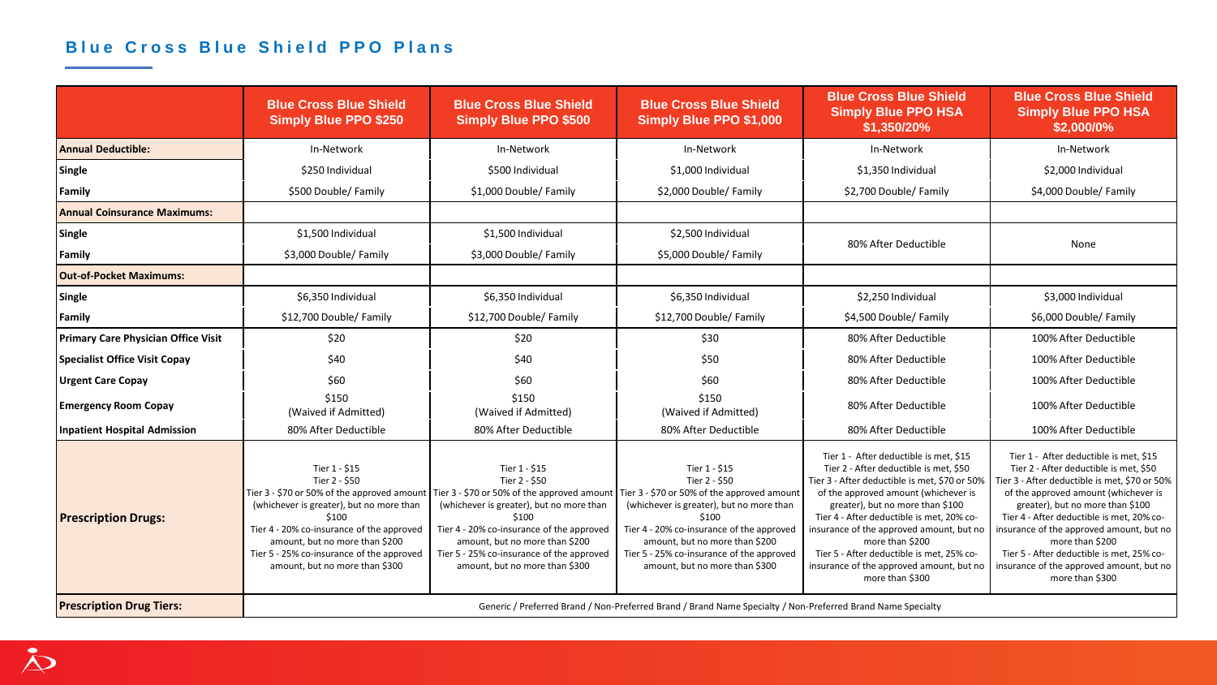## Blue Cross Blue Shield PPO Plans

| | Blue Cross Blue Shield Simply Blue PPO $250 | Blue Cross Blue Shield Simply Blue PPO $500 | Blue Cross Blue Shield Simply Blue PPO $1,000 | Blue Cross Blue Shield Simply Blue PPO HSA $1,350/20% | Blue Cross Blue Shield Simply Blue PPO HSA $2,000/0% |
|---|---|---|---|---|---|
| **Annual Deductible:** | In-Network | In-Network | In-Network | In-Network | In-Network |
| **Single** | $250 Individual | $500 Individual | $1,000 Individual | $1,350 Individual | $2,000 Individual |
| **Family** | $500 Double/ Family | $1,000 Double/ Family | $2,000 Double/ Family | $2,700 Double/ Family | $4,000 Double/ Family |
| **Annual Coinsurance Maximums:** | | | | | |
| **Single** | $1,500 Individual | $1,500 Individual | $2,500 Individual | 80% After Deductible | None |
| **Family** | $3,000 Double/ Family | $3,000 Double/ Family | $5,000 Double/ Family | | |
| **Out-of-Pocket Maximums:** | | | | | |
| **Single** | $6,350 Individual | $6,350 Individual | $6,350 Individual | $2,250 Individual | $3,000 Individual |
| **Family** | $12,700 Double/ Family | $12,700 Double/ Family | $12,700 Double/ Family | $4,500 Double/ Family | $6,000 Double/ Family |
| **Primary Care Physician Office Visit** | $20 | $20 | $30 | 80% After Deductible | 100% After Deductible |
| **Specialist Office Visit Copay** | $40 | $40 | $50 | 80% After Deductible | 100% After Deductible |
| **Urgent Care Copay** | $60 | $60 | $60 | 80% After Deductible | 100% After Deductible |
| **Emergency Room Copay** | $150 (Waived if Admitted) | $150 (Waived if Admitted) | $150 (Waived if Admitted) | 80% After Deductible | 100% After Deductible |
| **Inpatient Hospital Admission** | 80% After Deductible | 80% After Deductible | 80% After Deductible | 80% After Deductible | 100% After Deductible |
| **Prescription Drugs:** | Tier 1 - $15<br>Tier 2 - $50<br>Tier 3 - $70 or 50% of the approved amount (whichever is greater), but no more than $100<br>Tier 4 - 20% co-insurance of the approved amount, but no more than $200<br>Tier 5 - 25% co-insurance of the approved amount, but no more than $300 | Tier 1 - $15<br>Tier 2 - $50<br>Tier 3 - $70 or 50% of the approved amount (whichever is greater), but no more than $100<br>Tier 4 - 20% co-insurance of the approved amount, but no more than $200<br>Tier 5 - 25% co-insurance of the approved amount, but no more than $300 | Tier 1 - $15<br>Tier 2 - $50<br>Tier 3 - $70 or 50% of the approved amount (whichever is greater), but no more than $100<br>Tier 4 - 20% co-insurance of the approved amount, but no more than $200<br>Tier 5 - 25% co-insurance of the approved amount, but no more than $300 | Tier 1 - After deductible is met, $15<br>Tier 2 - After deductible is met, $50<br>Tier 3 - After deductible is met, $70 or 50% of the approved amount (whichever is greater), but no more than $100<br>Tier 4 - After deductible is met, 20% co-insurance of the approved amount, but no more than $200<br>Tier 5 - After deductible is met, 25% co-insurance of the approved amount, but no more than $300 | Tier 1 - After deductible is met, $15<br>Tier 2 - After deductible is met, $50<br>Tier 3 - After deductible is met, $70 or 50% of the approved amount (whichever is greater), but no more than $100<br>Tier 4 - After deductible is met, 20% co-insurance of the approved amount, but no more than $200<br>Tier 5 - After deductible is met, 25% co-insurance of the approved amount, but no more than $300 |
| **Prescription Drug Tiers:** | Generic / Preferred Brand / Non-Preferred Brand / Brand Name Specialty / Non-Preferred Brand Name Specialty | | | | |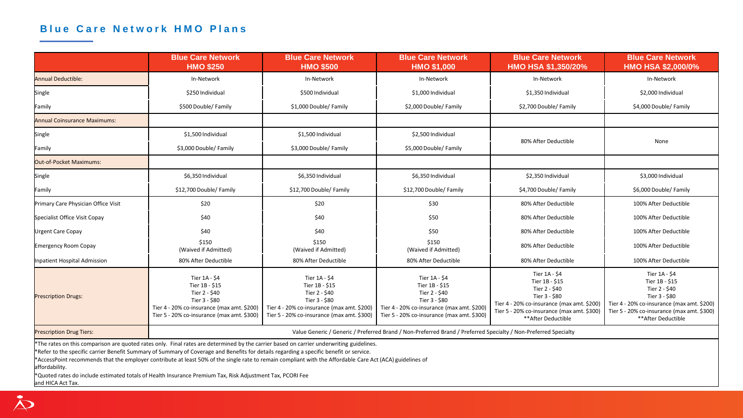## Blue Care Network HMO Plans

| | Blue Care Network HMO $250 | Blue Care Network HMO $500 | Blue Care Network HMO $1,000 | Blue Care Network HMO HSA $1,350/20% | Blue Care Network HMO HSA $2,000/0% |
|---|---|---|---|---|---|
| Annual Deductible: | In-Network | In-Network | In-Network | In-Network | In-Network |
| Single | $250 Individual | $500 Individual | $1,000 Individual | $1,350 Individual | $2,000 Individual |
| Family | $500 Double/ Family | $1,000 Double/ Family | $2,000 Double/ Family | $2,700 Double/ Family | $4,000 Double/ Family |
| Annual Coinsurance Maximums: | | | | | |
| Single | $1,500 Individual | $1,500 Individual | $2,500 Individual | 80% After Deductible | None |
| Family | $3,000 Double/ Family | $3,000 Double/ Family | $5,000 Double/ Family | | |
| Out-of-Pocket Maximums: | | | | | |
| Single | $6,350 Individual | $6,350 Individual | $6,350 Individual | $2,350 Individual | $3,000 Individual |
| Family | $12,700 Double/ Family | $12,700 Double/ Family | $12,700 Double/ Family | $4,700 Double/ Family | $6,000 Double/ Family |
| Primary Care Physician Office Visit | $20 | $20 | $30 | 80% After Deductible | 100% After Deductible |
| Specialist Office Visit Copay | $40 | $40 | $50 | 80% After Deductible | 100% After Deductible |
| Urgent Care Copay | $40 | $40 | $50 | 80% After Deductible | 100% After Deductible |
| Emergency Room Copay | $150 (Waived if Admitted) | $150 (Waived if Admitted) | $150 (Waived if Admitted) | 80% After Deductible | 100% After Deductible |
| Inpatient Hospital Admission | 80% After Deductible | 80% After Deductible | 80% After Deductible | 80% After Deductible | 100% After Deductible |
| Prescription Drugs: | Tier 1A - $4<br>Tier 1B - $15<br>Tier 2 - $40<br>Tier 3 - $80<br>Tier 4 - 20% co-insurance (max amt. $200)<br>Tier 5 - 20% co-insurance (max amt. $300) | Tier 1A - $4<br>Tier 1B - $15<br>Tier 2 - $40<br>Tier 3 - $80<br>Tier 4 - 20% co-insurance (max amt. $200)<br>Tier 5 - 20% co-insurance (max amt. $300) | Tier 1A - $4<br>Tier 1B - $15<br>Tier 2 - $40<br>Tier 3 - $80<br>Tier 4 - 20% co-insurance (max amt. $200)<br>Tier 5 - 20% co-insurance (max amt. $300) | Tier 1A - $4<br>Tier 1B - $15<br>Tier 2 - $40<br>Tier 3 - $80<br>Tier 4 - 20% co-insurance (max amt. $200)<br>Tier 5 - 20% co-insurance (max amt. $300)<br>**After Deductible | Tier 1A - $4<br>Tier 1B - $15<br>Tier 2 - $40<br>Tier 3 - $80<br>Tier 4 - 20% co-insurance (max amt. $200)<br>Tier 5 - 20% co-insurance (max amt. $300)<br>**After Deductible |
| Prescription Drug Tiers: | Value Generic / Generic / Preferred Brand / Non-Preferred Brand / Preferred Specialty / Non-Preferred Specialty | | | | |

*The rates on this comparison are quoted rates only. Final rates are determined by the carrier based on carrier underwriting guidelines.

*Refer to the specific carrier Benefit Summary of Summary of Coverage and Benefits for details regarding a specific benefit or service.

*AccessPoint recommends that the employer contribute at least 50% of the single rate to remain compliant with the Affordable Care Act (ACA) guidelines of affordability.

*Quoted rates do include estimated totals of Health Insurance Premium Tax, Risk Adjustment Tax, PCORI Fee and HICA Act Tax.